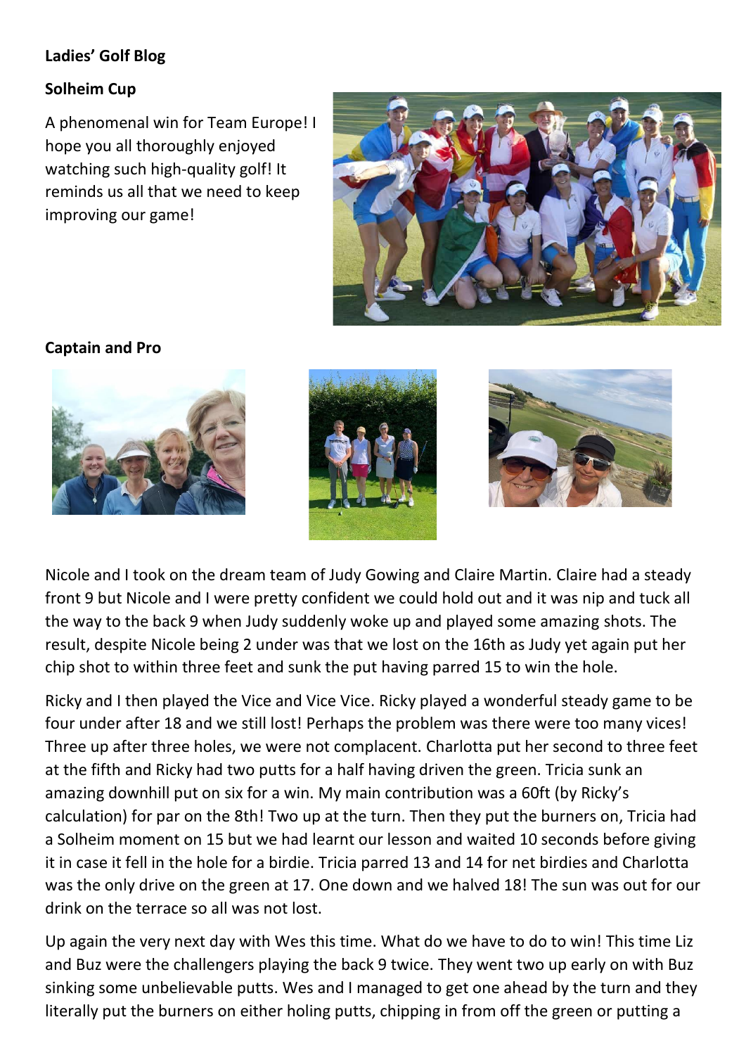**Ladies' Golf Blog**

**Solheim Cup**

A phenomenal win for Team Europe! I hope you all thoroughly enjoyed watching such high-quality golf! It reminds us all that we need to keep improving our game!

**Captain and Pro**

Nicole and I took on the dream team of Judy Gowing and Claire Martin. Claire had a steady front 9 but Nicole and I were pretty confident we could hold out and it was nip and tuck all the way to the back 9 when Judy suddenly woke up and played some amazing shots. The result, despite Nicole being 2 under was that we lost on the 16th as Judy yet again put her chip shot to within three feet and sunk the put having parred 15 to win the hole.

Ricky and I then played the Vice and Vice Vice. Ricky played a wonderful steady game to be four under after 18 and we still lost! Perhaps the problem was there were too many vices! Three up after three holes, we were not complacent. Charlotta put her second to three feet at the fifth and Ricky had two putts for a half having driven the green. Tricia sunk an amazing downhill put on six for a win. My main contribution was a 60ft (by Ricky's calculation) for par on the 8th! Two up at the turn. Then they put the burners on, Tricia had a Solheim moment on 15 but we had learnt our lesson and waited 10 seconds before giving it in case it fell in the hole for a birdie. Tricia parred 13 and 14 for net birdies and Charlotta was the only drive on the green at 17. One down and we halved 18! The sun was out for our drink on the terrace so all was not lost.

Up again the very next day with Wes this time. What do we have to do to win! This time Liz and Buz were the challengers playing the back 9 twice. They went two up early on with Buz sinking some unbelievable putts. Wes and I managed to get one ahead by the turn and they literally put the burners on either holing putts, chipping in from off the green or putting a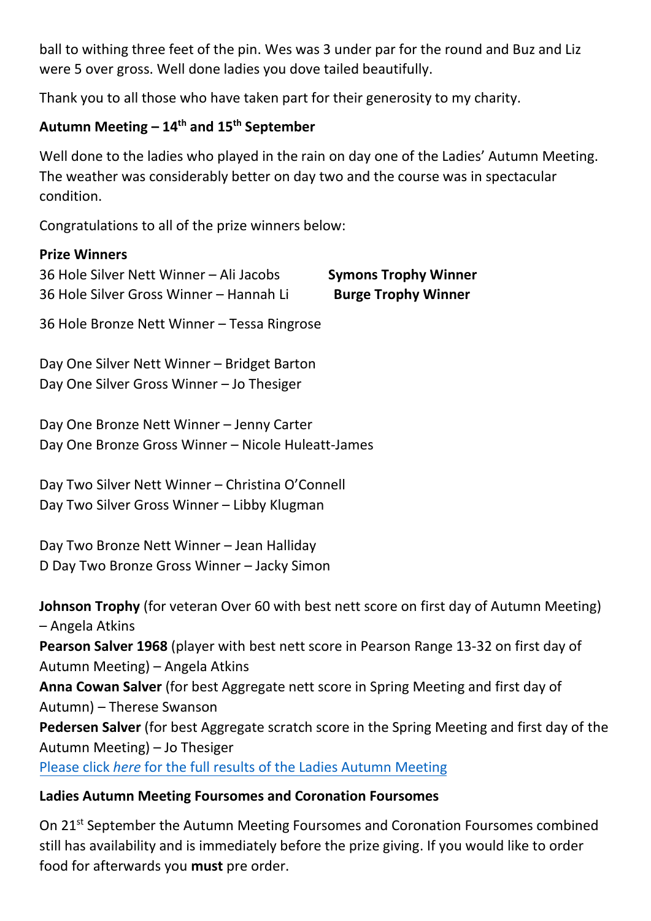ball to withing three feet of the pin. Wes was 3 under par for the round and Buz and Liz were 5 over gross. Well done ladies you dove tailed beautifully.

Thank you to all those who have taken part for their generosity to my charity.

**Autumn Meeting – 14th and 15th September**

Well done to the ladies who played in the rain on day one of the Ladies' Autumn Meeting. The weather was considerably better on day two and the course was in spectacular condition.

Congratulations to all of the prize winners below:

**Prize Winners**

36 Hole Silver Nett Winner – Ali Jacobs **Symons Trophy Winner**
36 Hole Silver Gross Winner – Hannah Li **Burge Trophy Winner**

36 Hole Bronze Nett Winner – Tessa Ringrose

Day One Silver Nett Winner – Bridget Barton
Day One Silver Gross Winner – Jo Thesiger

Day One Bronze Nett Winner – Jenny Carter
Day One Bronze Gross Winner – Nicole Huleatt-James

Day Two Silver Nett Winner – Christina O'Connell
Day Two Silver Gross Winner – Libby Klugman

Day Two Bronze Nett Winner – Jean Halliday
D Day Two Bronze Gross Winner – Jacky Simon

**Johnson Trophy** (for veteran Over 60 with best nett score on first day of Autumn Meeting) – Angela Atkins
**Pearson Salver 1968** (player with best nett score in Pearson Range 13-32 on first day of Autumn Meeting) – Angela Atkins
**Anna Cowan Salver** (for best Aggregate nett score in Spring Meeting and first day of Autumn) – Therese Swanson
**Pedersen Salver** (for best Aggregate scratch score in the Spring Meeting and first day of the Autumn Meeting) – Jo Thesiger
Please click *here* for the full results of the Ladies Autumn Meeting

**Ladies Autumn Meeting Foursomes and Coronation Foursomes**

On 21st September the Autumn Meeting Foursomes and Coronation Foursomes combined still has availability and is immediately before the prize giving. If you would like to order food for afterwards you **must** pre order.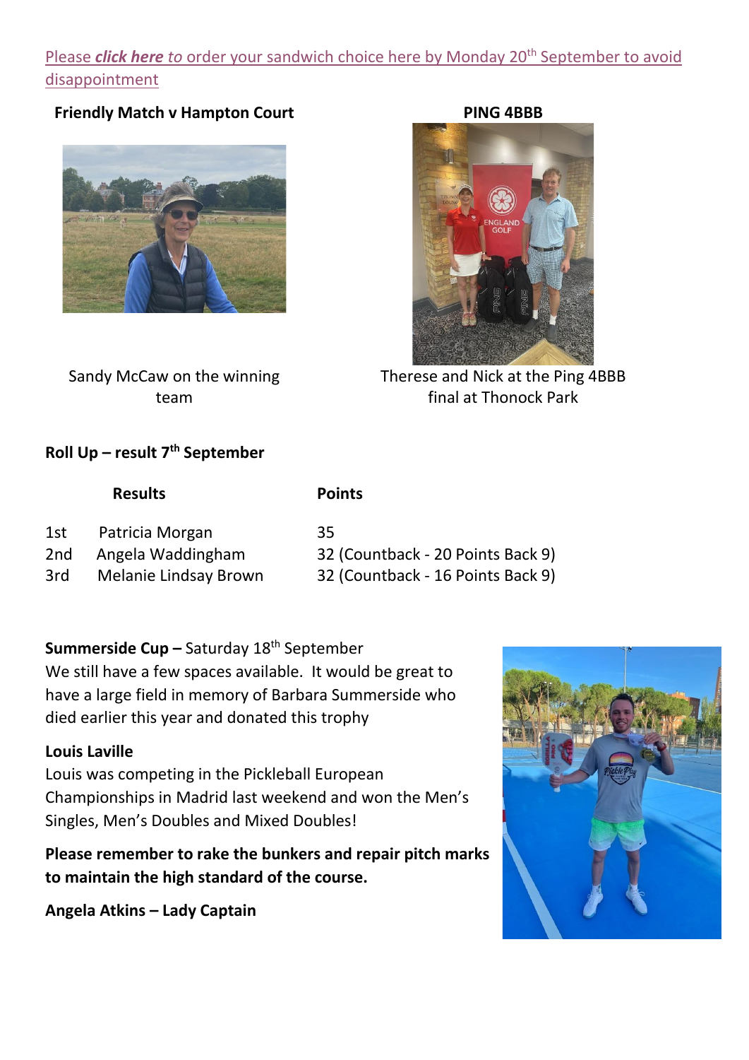Please ***click here*** *to* order your sandwich choice here by Monday 20th September to avoid disappointment

**Friendly Match v Hampton Court**

Sandy McCaw on the winning team

**PING 4BBB**

Therese and Nick at the Ping 4BBB final at Thonock Park

**Roll Up – result 7th September**

| | Results | Points |
|---|---|---|
| 1st | Patricia Morgan | 35 |
| 2nd | Angela Waddingham | 32 (Countback - 20 Points Back 9) |
| 3rd | Melanie Lindsay Brown | 32 (Countback - 16 Points Back 9) |

**Summerside Cup –** Saturday 18th September
We still have a few spaces available. It would be great to have a large field in memory of Barbara Summerside who died earlier this year and donated this trophy

**Louis Laville**
Louis was competing in the Pickleball European Championships in Madrid last weekend and won the Men's Singles, Men's Doubles and Mixed Doubles!

**Please remember to rake the bunkers and repair pitch marks to maintain the high standard of the course.**

**Angela Atkins – Lady Captain**